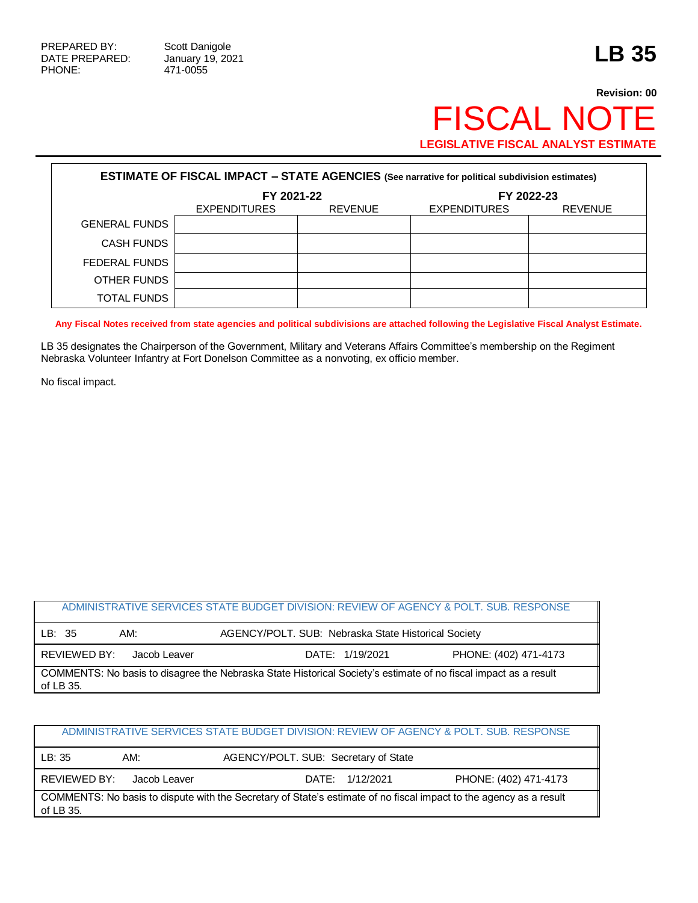PREPARED BY: Scott Danigole
DATE PREPARED: January 19, 2021
PHONE: 471-0055

# LB 35

**Revision: 00**

# FISCAL NOTE

**LEGISLATIVE FISCAL ANALYST ESTIMATE**

**ESTIMATE OF FISCAL IMPACT – STATE AGENCIES** (See narrative for political subdivision estimates)

| | FY 2021-22 | | FY 2022-23 | |
|---|---|---|---|---|
| | EXPENDITURES | REVENUE | EXPENDITURES | REVENUE |
| GENERAL FUNDS | | | | |
| CASH FUNDS | | | | |
| FEDERAL FUNDS | | | | |
| OTHER FUNDS | | | | |
| TOTAL FUNDS | | | | |

**Any Fiscal Notes received from state agencies and political subdivisions are attached following the Legislative Fiscal Analyst Estimate.**

LB 35 designates the Chairperson of the Government, Military and Veterans Affairs Committee's membership on the Regiment Nebraska Volunteer Infantry at Fort Donelson Committee as a nonvoting, ex officio member.

No fiscal impact.

| ADMINISTRATIVE SERVICES STATE BUDGET DIVISION: REVIEW OF AGENCY & POLT. SUB. RESPONSE | | | |
|---|---|---|---|
| LB: 35 | AM: | AGENCY/POLT. SUB: Nebraska State Historical Society | |
| REVIEWED BY: Jacob Leaver | | DATE: 1/19/2021 | PHONE: (402) 471-4173 |
| COMMENTS: No basis to disagree the Nebraska State Historical Society's estimate of no fiscal impact as a result of LB 35. | | | |

| ADMINISTRATIVE SERVICES STATE BUDGET DIVISION: REVIEW OF AGENCY & POLT. SUB. RESPONSE | | | |
|---|---|---|---|
| LB: 35 | AM: | AGENCY/POLT. SUB: Secretary of State | |
| REVIEWED BY: Jacob Leaver | | DATE: 1/12/2021 | PHONE: (402) 471-4173 |
| COMMENTS: No basis to dispute with the Secretary of State's estimate of no fiscal impact to the agency as a result of LB 35. | | | |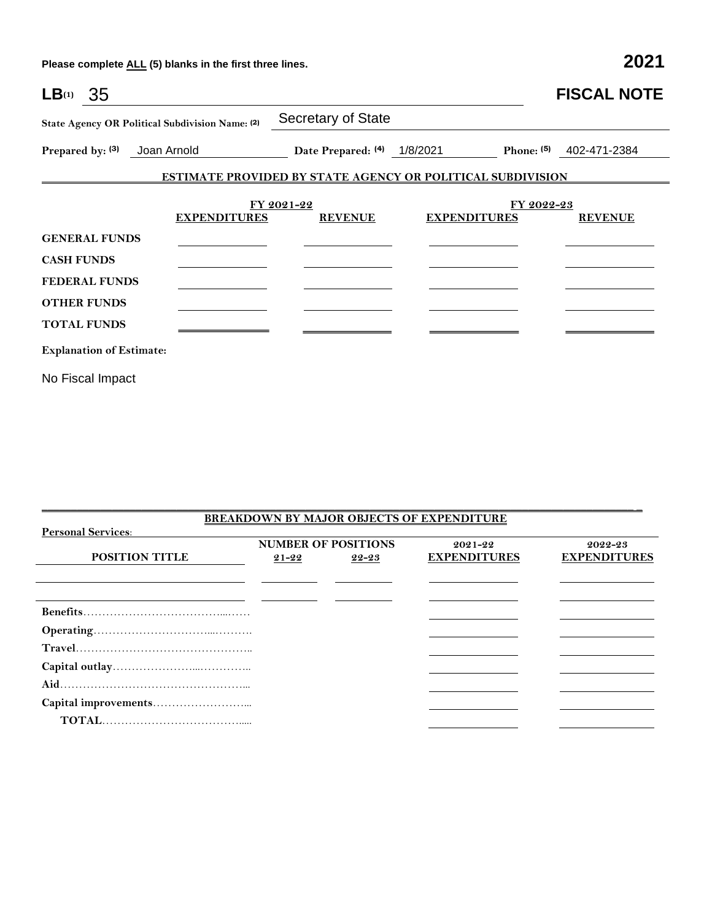Please complete ALL (5) blanks in the first three lines. **2021**

**LB**(1) 35 **FISCAL NOTE**

**State Agency OR Political Subdivision Name:** (2) Secretary of State

**Prepared by:** (3) Joan Arnold **Date Prepared:** (4) 1/8/2021 **Phone:** (5) 402-471-2384

## ESTIMATE PROVIDED BY STATE AGENCY OR POLITICAL SUBDIVISION

| | FY 2021-22 | | FY 2022-23 | |
|---|---|---|---|---|
| | **EXPENDITURES** | **REVENUE** | **EXPENDITURES** | **REVENUE** |
| **GENERAL FUNDS** | | | | |
| **CASH FUNDS** | | | | |
| **FEDERAL FUNDS** | | | | |
| **OTHER FUNDS** | | | | |
| **TOTAL FUNDS** | | | | |

**Explanation of Estimate:**

No Fiscal Impact

## BREAKDOWN BY MAJOR OBJECTS OF EXPENDITURE

**Personal Services:**

| POSITION TITLE | NUMBER OF POSITIONS 21-22 | NUMBER OF POSITIONS 22-23 | 2021-22 EXPENDITURES | 2022-23 EXPENDITURES |
|---|---|---|---|---|
| | | | | |
| | | | | |
| **Benefits** | | | | |
| **Operating** | | | | |
| **Travel** | | | | |
| **Capital outlay** | | | | |
| **Aid** | | | | |
| **Capital improvements** | | | | |
| **TOTAL** | | | | |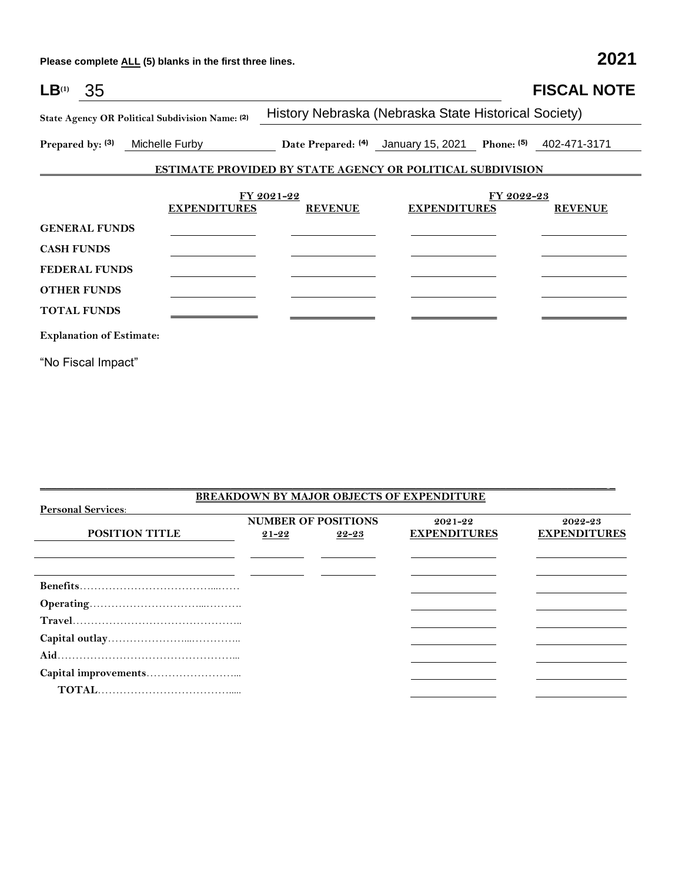Please complete ALL (5) blanks in the first three lines. **2021**

**LB**(1) 35 **FISCAL NOTE**

**State Agency OR Political Subdivision Name:** (2) History Nebraska (Nebraska State Historical Society)

**Prepared by:** (3) Michelle Furby **Date Prepared:** (4) January 15, 2021 **Phone:** (5) 402-471-3171

**ESTIMATE PROVIDED BY STATE AGENCY OR POLITICAL SUBDIVISION**

| | FY 2021-22 | | FY 2022-23 | |
|---|---|---|---|---|
| | **EXPENDITURES** | **REVENUE** | **EXPENDITURES** | **REVENUE** |
| **GENERAL FUNDS** | | | | |
| **CASH FUNDS** | | | | |
| **FEDERAL FUNDS** | | | | |
| **OTHER FUNDS** | | | | |
| **TOTAL FUNDS** | | | | |

**Explanation of Estimate:**

"No Fiscal Impact"

**BREAKDOWN BY MAJOR OBJECTS OF EXPENDITURE**

**Personal Services:**

| POSITION TITLE | NUMBER OF POSITIONS 21-22 | NUMBER OF POSITIONS 22-23 | 2021-22 EXPENDITURES | 2022-23 EXPENDITURES |
|---|---|---|---|---|
| | | | | |
| | | | | |
| **Benefits** | | | | |
| **Operating** | | | | |
| **Travel** | | | | |
| **Capital outlay** | | | | |
| **Aid** | | | | |
| **Capital improvements** | | | | |
| **TOTAL** | | | | |